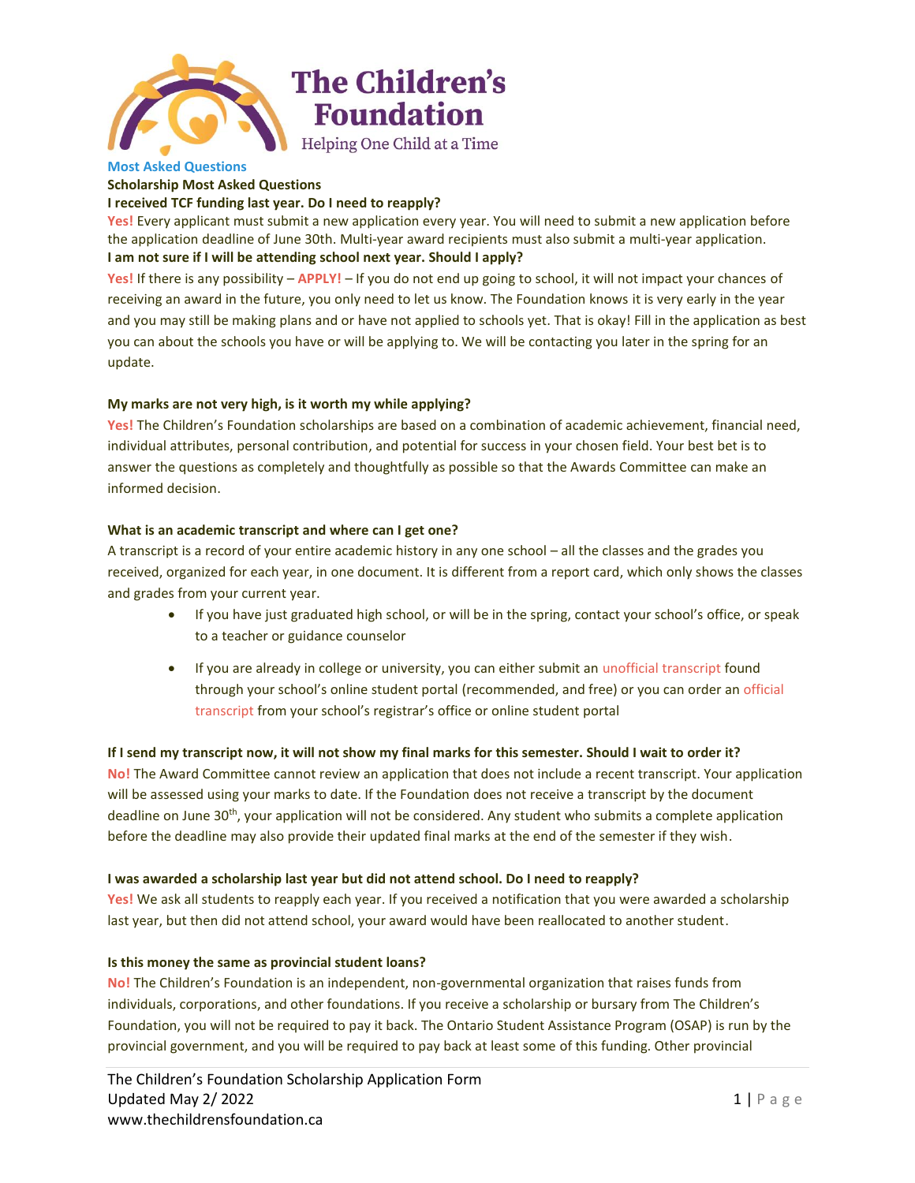# The Children's Foundation

Helping One Child at a Time

## Most Asked Questions

### Scholarship Most Asked Questions

**I received TCF funding last year. Do I need to reapply?**

**Yes!** Every applicant must submit a new application every year. You will need to submit a new application before the application deadline of June 30th. Multi-year award recipients must also submit a multi-year application.

**I am not sure if I will be attending school next year. Should I apply?**

**Yes!** If there is any possibility – **APPLY!** – If you do not end up going to school, it will not impact your chances of receiving an award in the future, you only need to let us know. The Foundation knows it is very early in the year and you may still be making plans and or have not applied to schools yet. That is okay! Fill in the application as best you can about the schools you have or will be applying to. We will be contacting you later in the spring for an update.

**My marks are not very high, is it worth my while applying?**

**Yes!** The Children's Foundation scholarships are based on a combination of academic achievement, financial need, individual attributes, personal contribution, and potential for success in your chosen field. Your best bet is to answer the questions as completely and thoughtfully as possible so that the Awards Committee can make an informed decision.

**What is an academic transcript and where can I get one?**

A transcript is a record of your entire academic history in any one school – all the classes and the grades you received, organized for each year, in one document. It is different from a report card, which only shows the classes and grades from your current year.

- If you have just graduated high school, or will be in the spring, contact your school's office, or speak to a teacher or guidance counselor
- If you are already in college or university, you can either submit an unofficial transcript found through your school's online student portal (recommended, and free) or you can order an official transcript from your school's registrar's office or online student portal

**If I send my transcript now, it will not show my final marks for this semester. Should I wait to order it?**

**No!** The Award Committee cannot review an application that does not include a recent transcript. Your application will be assessed using your marks to date. If the Foundation does not receive a transcript by the document deadline on June 30th, your application will not be considered. Any student who submits a complete application before the deadline may also provide their updated final marks at the end of the semester if they wish.

**I was awarded a scholarship last year but did not attend school. Do I need to reapply?**

**Yes!** We ask all students to reapply each year. If you received a notification that you were awarded a scholarship last year, but then did not attend school, your award would have been reallocated to another student.

**Is this money the same as provincial student loans?**

**No!** The Children's Foundation is an independent, non-governmental organization that raises funds from individuals, corporations, and other foundations. If you receive a scholarship or bursary from The Children's Foundation, you will not be required to pay it back. The Ontario Student Assistance Program (OSAP) is run by the provincial government, and you will be required to pay back at least some of this funding. Other provincial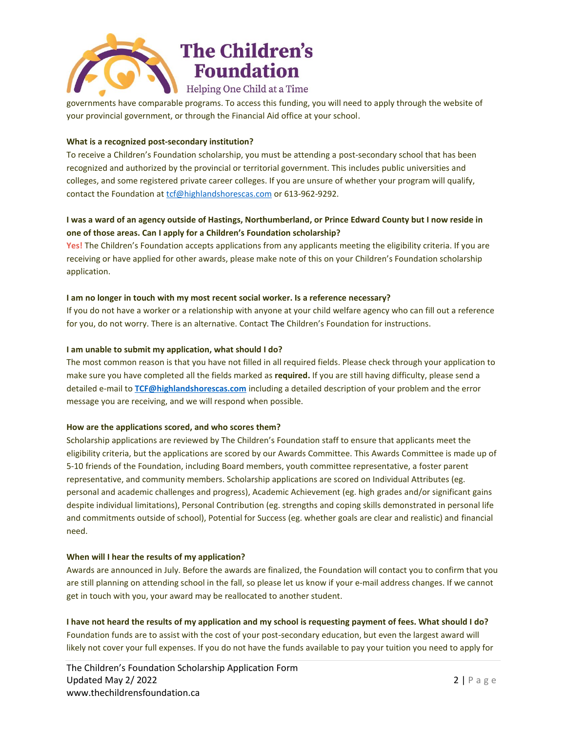governments have comparable programs. To access this funding, you will need to apply through the website of your provincial government, or through the Financial Aid office at your school.

**What is a recognized post-secondary institution?**

To receive a Children's Foundation scholarship, you must be attending a post-secondary school that has been recognized and authorized by the provincial or territorial government. This includes public universities and colleges, and some registered private career colleges. If you are unsure of whether your program will qualify, contact the Foundation at tcf@highlandshorescas.com or 613-962-9292.

**I was a ward of an agency outside of Hastings, Northumberland, or Prince Edward County but I now reside in one of those areas. Can I apply for a Children's Foundation scholarship?**

**Yes!** The Children's Foundation accepts applications from any applicants meeting the eligibility criteria. If you are receiving or have applied for other awards, please make note of this on your Children's Foundation scholarship application.

**I am no longer in touch with my most recent social worker. Is a reference necessary?**

If you do not have a worker or a relationship with anyone at your child welfare agency who can fill out a reference for you, do not worry. There is an alternative. Contact The Children's Foundation for instructions.

**I am unable to submit my application, what should I do?**

The most common reason is that you have not filled in all required fields. Please check through your application to make sure you have completed all the fields marked as **required.** If you are still having difficulty, please send a detailed e-mail to **TCF@highlandshorescas.com** including a detailed description of your problem and the error message you are receiving, and we will respond when possible.

**How are the applications scored, and who scores them?**

Scholarship applications are reviewed by The Children's Foundation staff to ensure that applicants meet the eligibility criteria, but the applications are scored by our Awards Committee. This Awards Committee is made up of 5-10 friends of the Foundation, including Board members, youth committee representative, a foster parent representative, and community members. Scholarship applications are scored on Individual Attributes (eg. personal and academic challenges and progress), Academic Achievement (eg. high grades and/or significant gains despite individual limitations), Personal Contribution (eg. strengths and coping skills demonstrated in personal life and commitments outside of school), Potential for Success (eg. whether goals are clear and realistic) and financial need.

**When will I hear the results of my application?**

Awards are announced in July. Before the awards are finalized, the Foundation will contact you to confirm that you are still planning on attending school in the fall, so please let us know if your e-mail address changes. If we cannot get in touch with you, your award may be reallocated to another student.

**I have not heard the results of my application and my school is requesting payment of fees. What should I do?**

Foundation funds are to assist with the cost of your post-secondary education, but even the largest award will likely not cover your full expenses. If you do not have the funds available to pay your tuition you need to apply for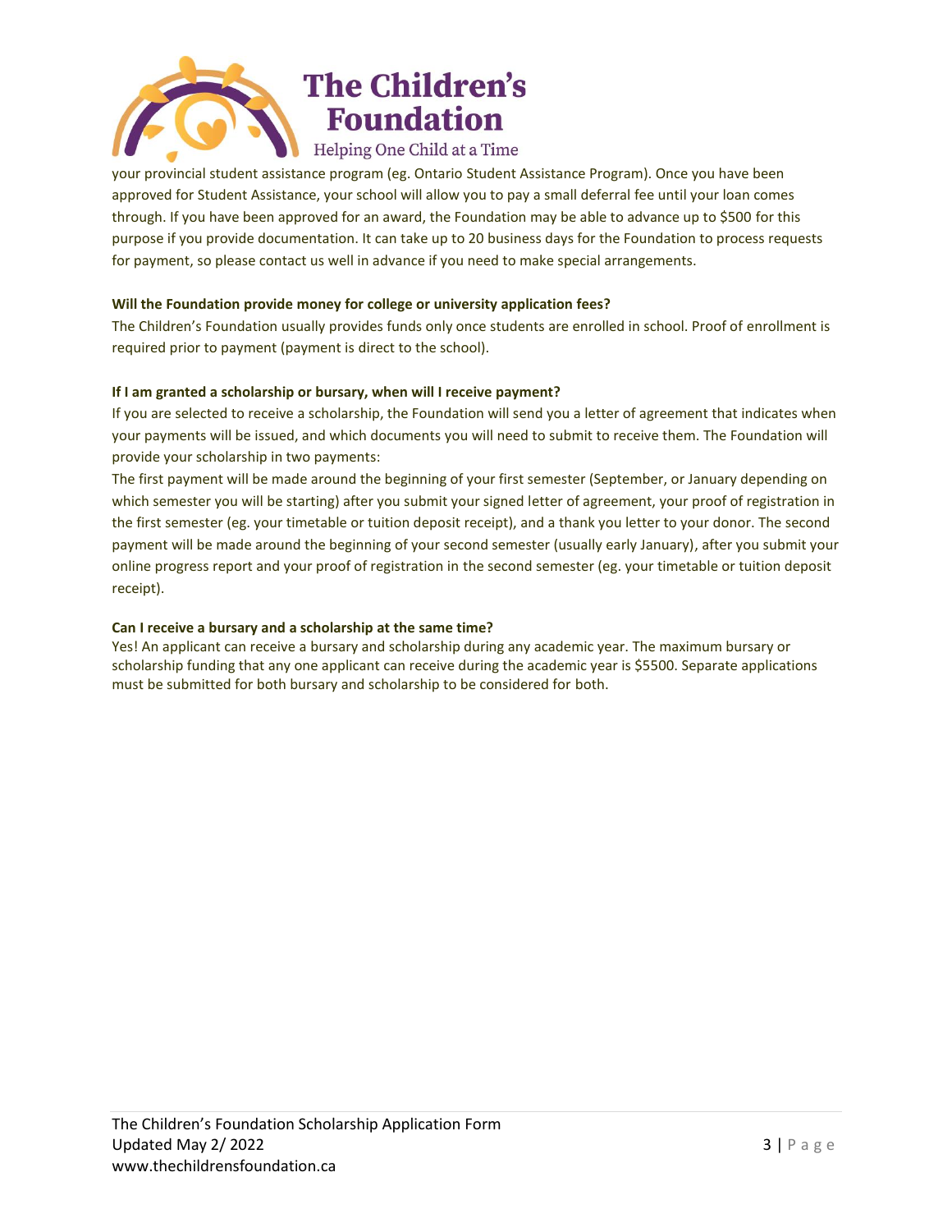your provincial student assistance program (eg. Ontario Student Assistance Program). Once you have been approved for Student Assistance, your school will allow you to pay a small deferral fee until your loan comes through. If you have been approved for an award, the Foundation may be able to advance up to $500 for this purpose if you provide documentation. It can take up to 20 business days for the Foundation to process requests for payment, so please contact us well in advance if you need to make special arrangements.

**Will the Foundation provide money for college or university application fees?**

The Children's Foundation usually provides funds only once students are enrolled in school. Proof of enrollment is required prior to payment (payment is direct to the school).

**If I am granted a scholarship or bursary, when will I receive payment?**

If you are selected to receive a scholarship, the Foundation will send you a letter of agreement that indicates when your payments will be issued, and which documents you will need to submit to receive them. The Foundation will provide your scholarship in two payments:

The first payment will be made around the beginning of your first semester (September, or January depending on which semester you will be starting) after you submit your signed letter of agreement, your proof of registration in the first semester (eg. your timetable or tuition deposit receipt), and a thank you letter to your donor. The second payment will be made around the beginning of your second semester (usually early January), after you submit your online progress report and your proof of registration in the second semester (eg. your timetable or tuition deposit receipt).

**Can I receive a bursary and a scholarship at the same time?**

Yes! An applicant can receive a bursary and scholarship during any academic year. The maximum bursary or scholarship funding that any one applicant can receive during the academic year is $5500. Separate applications must be submitted for both bursary and scholarship to be considered for both.